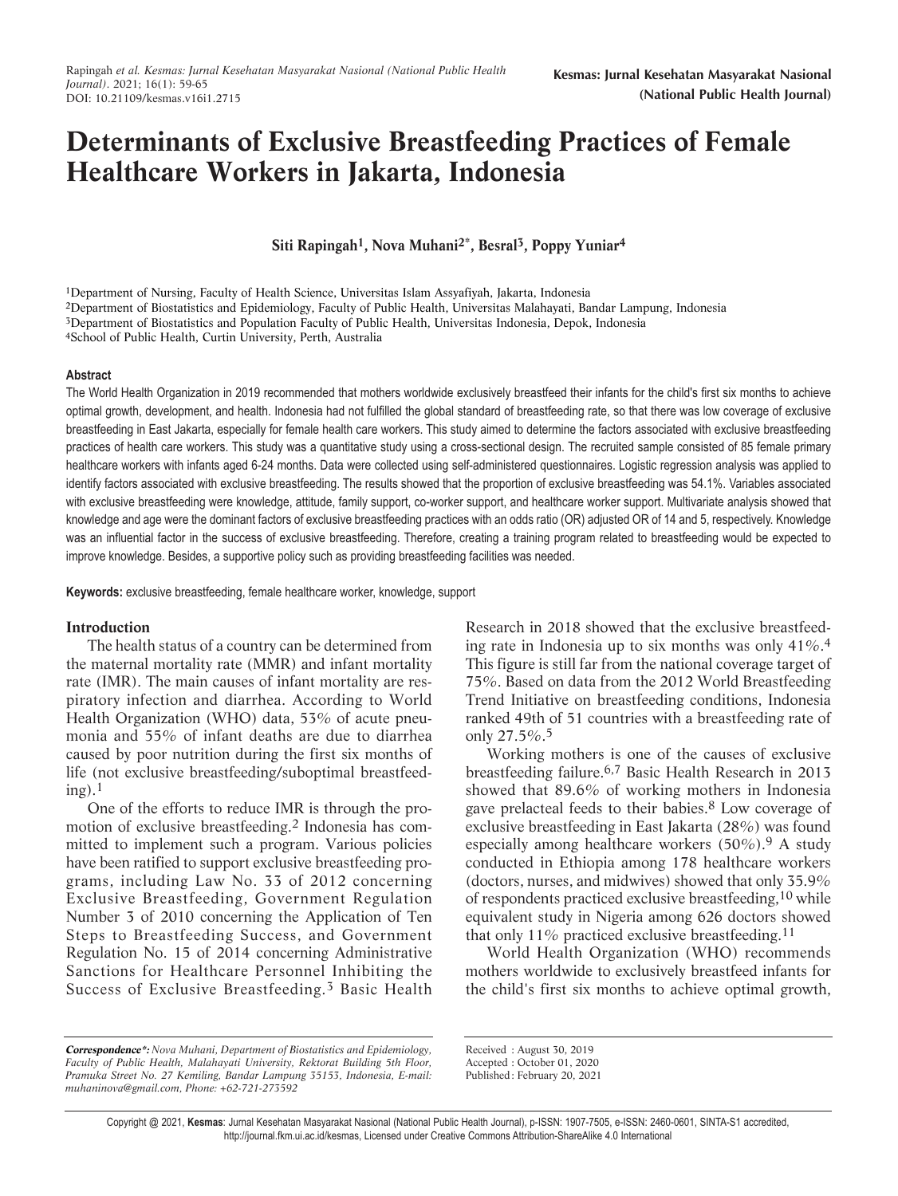# Determinants of Exclusive Breastfeeding Practices of Female Healthcare Workers in Jakarta, Indonesia

**Siti Rapingah[1], Nova Muhani[2*], Besral[3], Poppy Yuniar[4]**

[1]Department of Nursing, Faculty of Health Science, Universitas Islam Assyafiyah, Jakarta, Indonesia
[2]Department of Biostatistics and Epidemiology, Faculty of Public Health, Universitas Malahayati, Bandar Lampung, Indonesia
[3]Department of Biostatistics and Population Faculty of Public Health, Universitas Indonesia, Depok, Indonesia
[4]School of Public Health, Curtin University, Perth, Australia

#### Abstract

The World Health Organization in 2019 recommended that mothers worldwide exclusively breastfeed their infants for the child's first six months to achieve optimal growth, development, and health. Indonesia had not fulfilled the global standard of breastfeeding rate, so that there was low coverage of exclusive breastfeeding in East Jakarta, especially for female health care workers. This study aimed to determine the factors associated with exclusive breastfeeding practices of health care workers. This study was a quantitative study using a cross-sectional design. The recruited sample consisted of 85 female primary healthcare workers with infants aged 6-24 months. Data were collected using self-administered questionnaires. Logistic regression analysis was applied to identify factors associated with exclusive breastfeeding. The results showed that the proportion of exclusive breastfeeding was 54.1%. Variables associated with exclusive breastfeeding were knowledge, attitude, family support, co-worker support, and healthcare worker support. Multivariate analysis showed that knowledge and age were the dominant factors of exclusive breastfeeding practices with an odds ratio (OR) adjusted OR of 14 and 5, respectively. Knowledge was an influential factor in the success of exclusive breastfeeding. Therefore, creating a training program related to breastfeeding would be expected to improve knowledge. Besides, a supportive policy such as providing breastfeeding facilities was needed.

**Keywords:** exclusive breastfeeding, female healthcare worker, knowledge, support

## Introduction

The health status of a country can be determined from the maternal mortality rate (MMR) and infant mortality rate (IMR). The main causes of infant mortality are respiratory infection and diarrhea. According to World Health Organization (WHO) data, 53% of acute pneumonia and 55% of infant deaths are due to diarrhea caused by poor nutrition during the first six months of life (not exclusive breastfeeding/suboptimal breastfeeding).[1]

One of the efforts to reduce IMR is through the promotion of exclusive breastfeeding.[2] Indonesia has committed to implement such a program. Various policies have been ratified to support exclusive breastfeeding programs, including Law No. 33 of 2012 concerning Exclusive Breastfeeding, Government Regulation Number 3 of 2010 concerning the Application of Ten Steps to Breastfeeding Success, and Government Regulation No. 15 of 2014 concerning Administrative Sanctions for Healthcare Personnel Inhibiting the Success of Exclusive Breastfeeding.[3] Basic Health Research in 2018 showed that the exclusive breastfeeding rate in Indonesia up to six months was only 41%.[4] This figure is still far from the national coverage target of 75%. Based on data from the 2012 World Breastfeeding Trend Initiative on breastfeeding conditions, Indonesia ranked 49th of 51 countries with a breastfeeding rate of only 27.5%.[5]

Working mothers is one of the causes of exclusive breastfeeding failure.[6,7] Basic Health Research in 2013 showed that 89.6% of working mothers in Indonesia gave prelacteal feeds to their babies.[8] Low coverage of exclusive breastfeeding in East Jakarta (28%) was found especially among healthcare workers (50%).[9] A study conducted in Ethiopia among 178 healthcare workers (doctors, nurses, and midwives) showed that only 35.9% of respondents practiced exclusive breastfeeding,[10] while equivalent study in Nigeria among 626 doctors showed that only 11% practiced exclusive breastfeeding.[11]

World Health Organization (WHO) recommends mothers worldwide to exclusively breastfeed infants for the child's first six months to achieve optimal growth,

*Correspondence\*: Nova Muhani, Department of Biostatistics and Epidemiology, Faculty of Public Health, Malahayati University, Rektorat Building 5th Floor, Pramuka Street No. 27 Kemiling, Bandar Lampung 35153, Indonesia, E-mail: muhaninova@gmail.com, Phone: +62-721-273592*

Received : August 30, 2019
Accepted : October 01, 2020
Published: February 20, 2021

Copyright @ 2021, **Kesmas**: Jurnal Kesehatan Masyarakat Nasional (National Public Health Journal), p-ISSN: 1907-7505, e-ISSN: 2460-0601, SINTA-S1 accredited, http://journal.fkm.ui.ac.id/kesmas, Licensed under Creative Commons Attribution-ShareAlike 4.0 International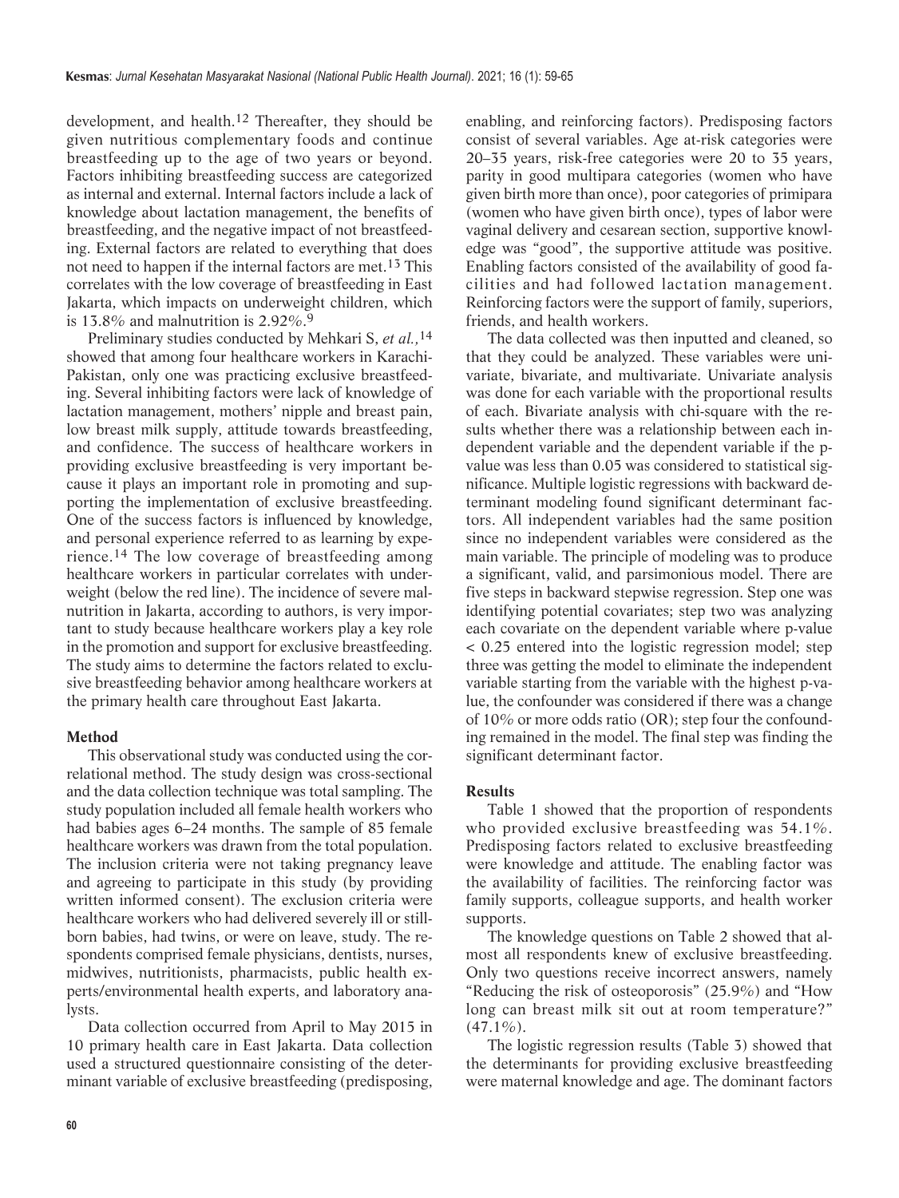development, and health.[12] Thereafter, they should be given nutritious complementary foods and continue breastfeeding up to the age of two years or beyond. Factors inhibiting breastfeeding success are categorized as internal and external. Internal factors include a lack of knowledge about lactation management, the benefits of breastfeeding, and the negative impact of not breastfeeding. External factors are related to everything that does not need to happen if the internal factors are met.[13] This correlates with the low coverage of breastfeeding in East Jakarta, which impacts on underweight children, which is 13.8% and malnutrition is 2.92%.[9]

Preliminary studies conducted by Mehkari S, *et al.,*[14] showed that among four healthcare workers in Karachi-Pakistan, only one was practicing exclusive breastfeeding. Several inhibiting factors were lack of knowledge of lactation management, mothers' nipple and breast pain, low breast milk supply, attitude towards breastfeeding, and confidence. The success of healthcare workers in providing exclusive breastfeeding is very important because it plays an important role in promoting and supporting the implementation of exclusive breastfeeding. One of the success factors is influenced by knowledge, and personal experience referred to as learning by experience.[14] The low coverage of breastfeeding among healthcare workers in particular correlates with underweight (below the red line). The incidence of severe malnutrition in Jakarta, according to authors, is very important to study because healthcare workers play a key role in the promotion and support for exclusive breastfeeding. The study aims to determine the factors related to exclusive breastfeeding behavior among healthcare workers at the primary health care throughout East Jakarta.

## Method

This observational study was conducted using the correlational method. The study design was cross-sectional and the data collection technique was total sampling. The study population included all female health workers who had babies ages 6–24 months. The sample of 85 female healthcare workers was drawn from the total population. The inclusion criteria were not taking pregnancy leave and agreeing to participate in this study (by providing written informed consent). The exclusion criteria were healthcare workers who had delivered severely ill or stillborn babies, had twins, or were on leave, study. The respondents comprised female physicians, dentists, nurses, midwives, nutritionists, pharmacists, public health experts/environmental health experts, and laboratory analysts.

Data collection occurred from April to May 2015 in 10 primary health care in East Jakarta. Data collection used a structured questionnaire consisting of the determinant variable of exclusive breastfeeding (predisposing, enabling, and reinforcing factors). Predisposing factors consist of several variables. Age at-risk categories were 20–35 years, risk-free categories were 20 to 35 years, parity in good multipara categories (women who have given birth more than once), poor categories of primipara (women who have given birth once), types of labor were vaginal delivery and cesarean section, supportive knowledge was "good", the supportive attitude was positive. Enabling factors consisted of the availability of good facilities and had followed lactation management. Reinforcing factors were the support of family, superiors, friends, and health workers.

The data collected was then inputted and cleaned, so that they could be analyzed. These variables were univariate, bivariate, and multivariate. Univariate analysis was done for each variable with the proportional results of each. Bivariate analysis with chi-square with the results whether there was a relationship between each independent variable and the dependent variable if the p-value was less than 0.05 was considered to statistical significance. Multiple logistic regressions with backward determinant modeling found significant determinant factors. All independent variables had the same position since no independent variables were considered as the main variable. The principle of modeling was to produce a significant, valid, and parsimonious model. There are five steps in backward stepwise regression. Step one was identifying potential covariates; step two was analyzing each covariate on the dependent variable where p-value < 0.25 entered into the logistic regression model; step three was getting the model to eliminate the independent variable starting from the variable with the highest p-value, the confounder was considered if there was a change of 10% or more odds ratio (OR); step four the confounding remained in the model. The final step was finding the significant determinant factor.

## Results

Table 1 showed that the proportion of respondents who provided exclusive breastfeeding was 54.1%. Predisposing factors related to exclusive breastfeeding were knowledge and attitude. The enabling factor was the availability of facilities. The reinforcing factor was family supports, colleague supports, and health worker supports.

The knowledge questions on Table 2 showed that almost all respondents knew of exclusive breastfeeding. Only two questions receive incorrect answers, namely "Reducing the risk of osteoporosis" (25.9%) and "How long can breast milk sit out at room temperature?" (47.1%).

The logistic regression results (Table 3) showed that the determinants for providing exclusive breastfeeding were maternal knowledge and age. The dominant factors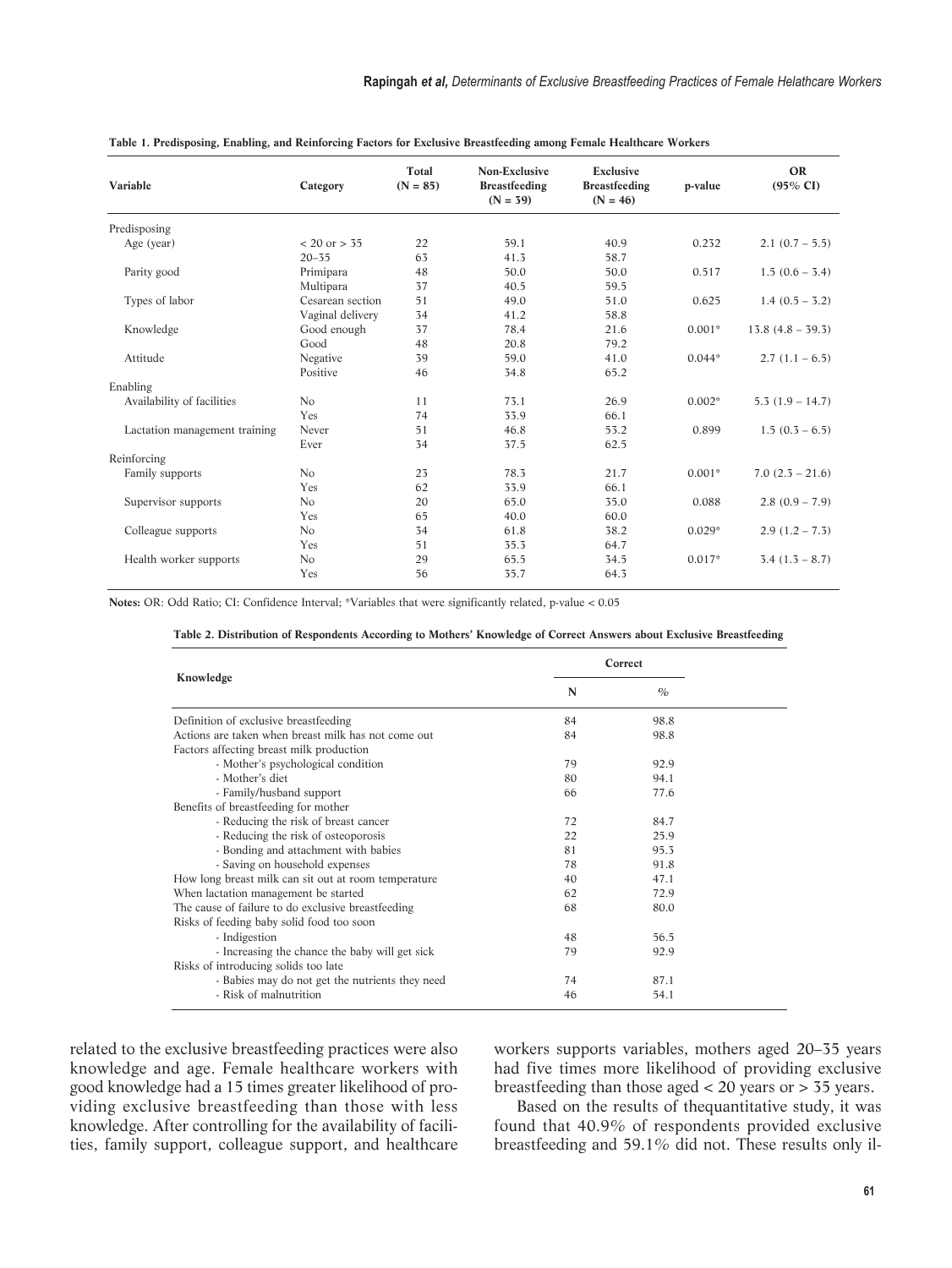**Table 1. Predisposing, Enabling, and Reinforcing Factors for Exclusive Breastfeeding among Female Healthcare Workers**

| Variable | Category | Total (N = 85) | Non-Exclusive Breastfeeding (N = 39) | Exclusive Breastfeeding (N = 46) | p-value | OR (95% CI) |
|---|---|---|---|---|---|---|
| Predisposing | | | | | | |
| Age (year) | < 20 or > 35 | 22 | 59.1 | 40.9 | 0.232 | 2.1 (0.7 – 5.5) |
| | 20–35 | 63 | 41.3 | 58.7 | | |
| Parity good | Primipara | 48 | 50.0 | 50.0 | 0.517 | 1.5 (0.6 – 3.4) |
| | Multipara | 37 | 40.5 | 59.5 | | |
| Types of labor | Cesarean section | 51 | 49.0 | 51.0 | 0.625 | 1.4 (0.5 – 3.2) |
| | Vaginal delivery | 34 | 41.2 | 58.8 | | |
| Knowledge | Good enough | 37 | 78.4 | 21.6 | 0.001* | 13.8 (4.8 – 39.3) |
| | Good | 48 | 20.8 | 79.2 | | |
| Attitude | Negative | 39 | 59.0 | 41.0 | 0.044* | 2.7 (1.1 – 6.5) |
| | Positive | 46 | 34.8 | 65.2 | | |
| Enabling | | | | | | |
| Availability of facilities | No | 11 | 73.1 | 26.9 | 0.002* | 5.3 (1.9 – 14.7) |
| | Yes | 74 | 33.9 | 66.1 | | |
| Lactation management training | Never | 51 | 46.8 | 53.2 | 0.899 | 1.5 (0.3 – 6.5) |
| | Ever | 34 | 37.5 | 62.5 | | |
| Reinforcing | | | | | | |
| Family supports | No | 23 | 78.3 | 21.7 | 0.001* | 7.0 (2.3 – 21.6) |
| | Yes | 62 | 33.9 | 66.1 | | |
| Supervisor supports | No | 20 | 65.0 | 35.0 | 0.088 | 2.8 (0.9 – 7.9) |
| | Yes | 65 | 40.0 | 60.0 | | |
| Colleague supports | No | 34 | 61.8 | 38.2 | 0.029* | 2.9 (1.2 – 7.3) |
| | Yes | 51 | 35.3 | 64.7 | | |
| Health worker supports | No | 29 | 65.5 | 34.5 | 0.017* | 3.4 (1.3 – 8.7) |
| | Yes | 56 | 35.7 | 64.3 | | |

**Notes:** OR: Odd Ratio; CI: Confidence Interval; *Variables that were significantly related, p-value < 0.05

**Table 2. Distribution of Respondents According to Mothers' Knowledge of Correct Answers about Exclusive Breastfeeding**

| Knowledge | Correct | |
|---|---|---|
| | N | % |
| Definition of exclusive breastfeeding | 84 | 98.8 |
| Actions are taken when breast milk has not come out | 84 | 98.8 |
| Factors affecting breast milk production | | |
| - Mother's psychological condition | 79 | 92.9 |
| - Mother's diet | 80 | 94.1 |
| - Family/husband support | 66 | 77.6 |
| Benefits of breastfeeding for mother | | |
| - Reducing the risk of breast cancer | 72 | 84.7 |
| - Reducing the risk of osteoporosis | 22 | 25.9 |
| - Bonding and attachment with babies | 81 | 95.3 |
| - Saving on household expenses | 78 | 91.8 |
| How long breast milk can sit out at room temperature | 40 | 47.1 |
| When lactation management be started | 62 | 72.9 |
| The cause of failure to do exclusive breastfeeding | 68 | 80.0 |
| Risks of feeding baby solid food too soon | | |
| - Indigestion | 48 | 56.5 |
| - Increasing the chance the baby will get sick | 79 | 92.9 |
| Risks of introducing solids too late | | |
| - Babies may do not get the nutrients they need | 74 | 87.1 |
| - Risk of malnutrition | 46 | 54.1 |

related to the exclusive breastfeeding practices were also knowledge and age. Female healthcare workers with good knowledge had a 15 times greater likelihood of providing exclusive breastfeeding than those with less knowledge. After controlling for the availability of facilities, family support, colleague support, and healthcare workers supports variables, mothers aged 20–35 years had five times more likelihood of providing exclusive breastfeeding than those aged < 20 years or > 35 years.

Based on the results of thequantitative study, it was found that 40.9% of respondents provided exclusive breastfeeding and 59.1% did not. These results only il-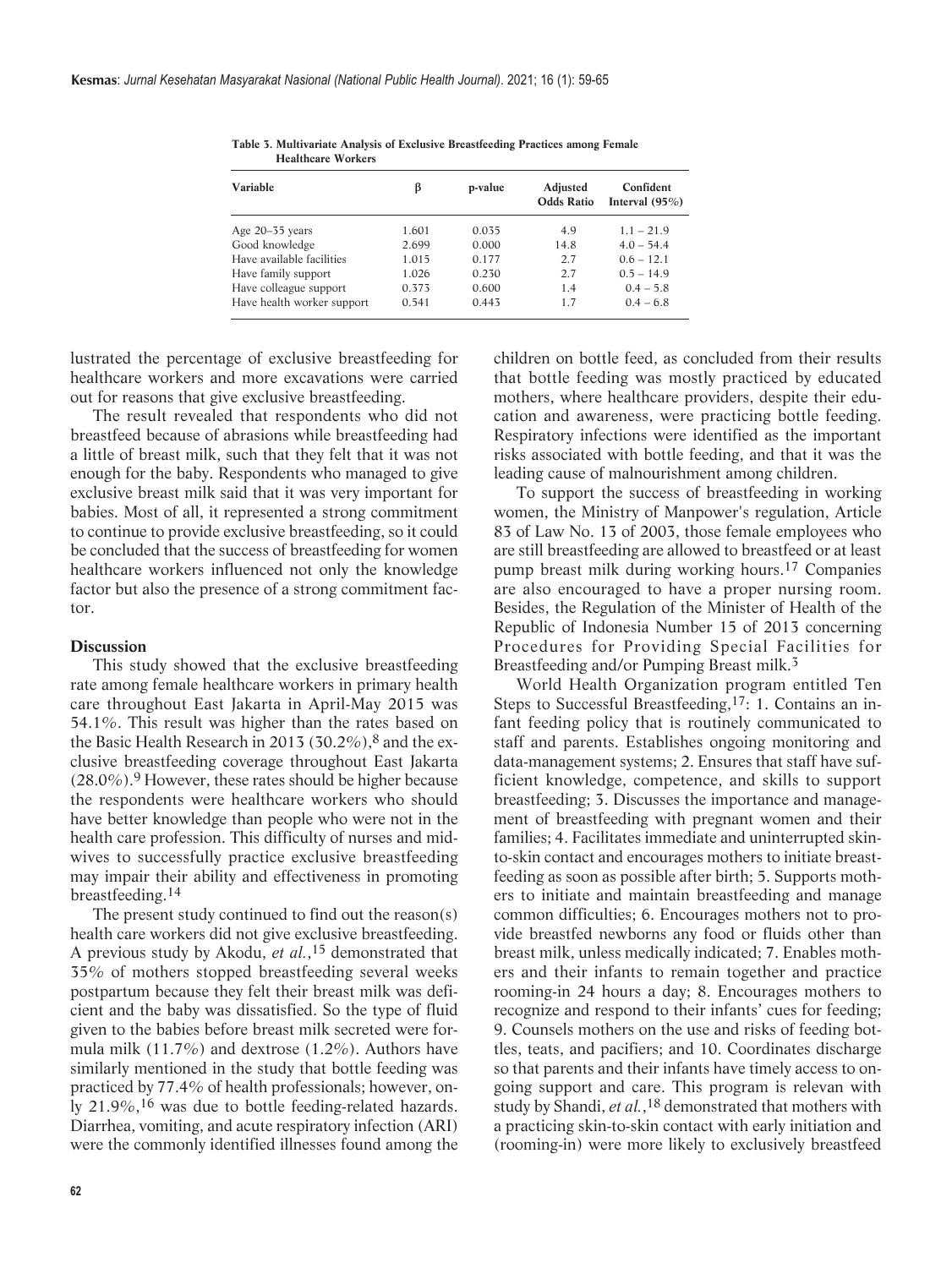Table 3. Multivariate Analysis of Exclusive Breastfeeding Practices among Female Healthcare Workers

| Variable | β | p-value | Adjusted Odds Ratio | Confident Interval (95%) |
|---|---|---|---|---|
| Age 20–35 years | 1.601 | 0.035 | 4.9 | 1.1 – 21.9 |
| Good knowledge | 2.699 | 0.000 | 14.8 | 4.0 – 54.4 |
| Have available facilities | 1.015 | 0.177 | 2.7 | 0.6 – 12.1 |
| Have family support | 1.026 | 0.230 | 2.7 | 0.5 – 14.9 |
| Have colleague support | 0.373 | 0.600 | 1.4 | 0.4 – 5.8 |
| Have health worker support | 0.541 | 0.443 | 1.7 | 0.4 – 6.8 |

lustrated the percentage of exclusive breastfeeding for healthcare workers and more excavations were carried out for reasons that give exclusive breastfeeding.

The result revealed that respondents who did not breastfeed because of abrasions while breastfeeding had a little of breast milk, such that they felt that it was not enough for the baby. Respondents who managed to give exclusive breast milk said that it was very important for babies. Most of all, it represented a strong commitment to continue to provide exclusive breastfeeding, so it could be concluded that the success of breastfeeding for women healthcare workers influenced not only the knowledge factor but also the presence of a strong commitment factor.

## Discussion

This study showed that the exclusive breastfeeding rate among female healthcare workers in primary health care throughout East Jakarta in April-May 2015 was 54.1%. This result was higher than the rates based on the Basic Health Research in 2013 (30.2%),[8] and the exclusive breastfeeding coverage throughout East Jakarta (28.0%).[9] However, these rates should be higher because the respondents were healthcare workers who should have better knowledge than people who were not in the health care profession. This difficulty of nurses and midwives to successfully practice exclusive breastfeeding may impair their ability and effectiveness in promoting breastfeeding.[14]

The present study continued to find out the reason(s) health care workers did not give exclusive breastfeeding. A previous study by Akodu, *et al.*,[15] demonstrated that 35% of mothers stopped breastfeeding several weeks postpartum because they felt their breast milk was deficient and the baby was dissatisfied. So the type of fluid given to the babies before breast milk secreted were formula milk (11.7%) and dextrose (1.2%). Authors have similarly mentioned in the study that bottle feeding was practiced by 77.4% of health professionals; however, only 21.9%,[16] was due to bottle feeding-related hazards. Diarrhea, vomiting, and acute respiratory infection (ARI) were the commonly identified illnesses found among the children on bottle feed, as concluded from their results that bottle feeding was mostly practiced by educated mothers, where healthcare providers, despite their education and awareness, were practicing bottle feeding. Respiratory infections were identified as the important risks associated with bottle feeding, and that it was the leading cause of malnourishment among children.

To support the success of breastfeeding in working women, the Ministry of Manpower's regulation, Article 83 of Law No. 13 of 2003, those female employees who are still breastfeeding are allowed to breastfeed or at least pump breast milk during working hours.[17] Companies are also encouraged to have a proper nursing room. Besides, the Regulation of the Minister of Health of the Republic of Indonesia Number 15 of 2013 concerning Procedures for Providing Special Facilities for Breastfeeding and/or Pumping Breast milk.[3]

World Health Organization program entitled Ten Steps to Successful Breastfeeding,[17]: 1. Contains an infant feeding policy that is routinely communicated to staff and parents. Establishes ongoing monitoring and data-management systems; 2. Ensures that staff have sufficient knowledge, competence, and skills to support breastfeeding; 3. Discusses the importance and management of breastfeeding with pregnant women and their families; 4. Facilitates immediate and uninterrupted skin-to-skin contact and encourages mothers to initiate breastfeeding as soon as possible after birth; 5. Supports mothers to initiate and maintain breastfeeding and manage common difficulties; 6. Encourages mothers not to provide breastfed newborns any food or fluids other than breast milk, unless medically indicated; 7. Enables mothers and their infants to remain together and practice rooming-in 24 hours a day; 8. Encourages mothers to recognize and respond to their infants' cues for feeding; 9. Counsels mothers on the use and risks of feeding bottles, teats, and pacifiers; and 10. Coordinates discharge so that parents and their infants have timely access to ongoing support and care. This program is relevan with study by Shandi, *et al.*,[18] demonstrated that mothers with a practicing skin-to-skin contact with early initiation and (rooming-in) were more likely to exclusively breastfeed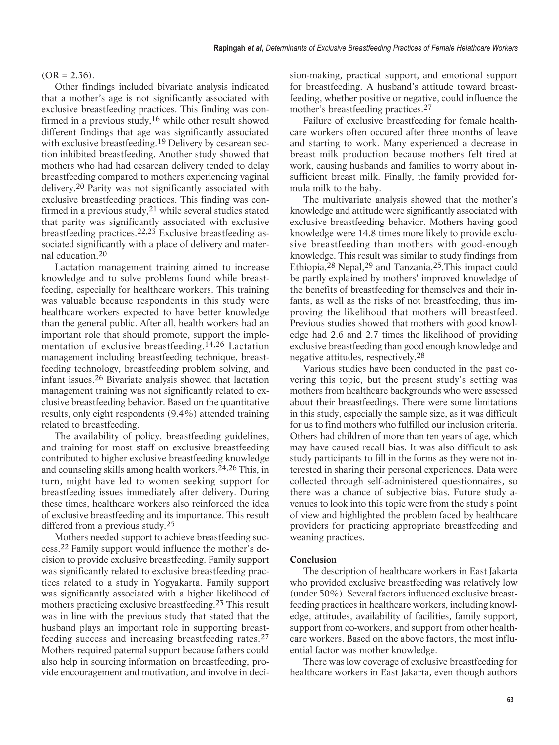(OR = 2.36).

Other findings included bivariate analysis indicated that a mother's age is not significantly associated with exclusive breastfeeding practices. This finding was confirmed in a previous study,[16] while other result showed different findings that age was significantly associated with exclusive breastfeeding.[19] Delivery by cesarean section inhibited breastfeeding. Another study showed that mothers who had had cesarean delivery tended to delay breastfeeding compared to mothers experiencing vaginal delivery.[20] Parity was not significantly associated with exclusive breastfeeding practices. This finding was confirmed in a previous study,[21] while several studies stated that parity was significantly associated with exclusive breastfeeding practices.[22,23] Exclusive breastfeeding associated significantly with a place of delivery and maternal education.[20]

Lactation management training aimed to increase knowledge and to solve problems found while breastfeeding, especially for healthcare workers. This training was valuable because respondents in this study were healthcare workers expected to have better knowledge than the general public. After all, health workers had an important role that should promote, support the implementation of exclusive breastfeeding.[14,26] Lactation management including breastfeeding technique, breastfeeding technology, breastfeeding problem solving, and infant issues.[26] Bivariate analysis showed that lactation management training was not significantly related to exclusive breastfeeding behavior. Based on the quantitative results, only eight respondents (9.4%) attended training related to breastfeeding.

The availability of policy, breastfeeding guidelines, and training for most staff on exclusive breastfeeding contributed to higher exclusive breastfeeding knowledge and counseling skills among health workers.[24,26] This, in turn, might have led to women seeking support for breastfeeding issues immediately after delivery. During these times, healthcare workers also reinforced the idea of exclusive breastfeeding and its importance. This result differed from a previous study.[25]

Mothers needed support to achieve breastfeeding success.[22] Family support would influence the mother's decision to provide exclusive breastfeeding. Family support was significantly related to exclusive breastfeeding practices related to a study in Yogyakarta. Family support was significantly associated with a higher likelihood of mothers practicing exclusive breastfeeding.[23] This result was in line with the previous study that stated that the husband plays an important role in supporting breastfeeding success and increasing breastfeeding rates.[27] Mothers required paternal support because fathers could also help in sourcing information on breastfeeding, provide encouragement and motivation, and involve in decision-making, practical support, and emotional support for breastfeeding. A husband's attitude toward breastfeeding, whether positive or negative, could influence the mother's breastfeeding practices.[27]

Failure of exclusive breastfeeding for female healthcare workers often occured after three months of leave and starting to work. Many experienced a decrease in breast milk production because mothers felt tired at work, causing husbands and families to worry about insufficient breast milk. Finally, the family provided formula milk to the baby.

The multivariate analysis showed that the mother's knowledge and attitude were significantly associated with exclusive breastfeeding behavior. Mothers having good knowledge were 14.8 times more likely to provide exclusive breastfeeding than mothers with good-enough knowledge. This result was similar to study findings from Ethiopia,[28] Nepal,[29] and Tanzania,[25].This impact could be partly explained by mothers' improved knowledge of the benefits of breastfeeding for themselves and their infants, as well as the risks of not breastfeeding, thus improving the likelihood that mothers will breastfeed. Previous studies showed that mothers with good knowledge had 2.6 and 2.7 times the likelihood of providing exclusive breastfeeding than good enough knowledge and negative attitudes, respectively.[28]

Various studies have been conducted in the past covering this topic, but the present study's setting was mothers from healthcare backgrounds who were assessed about their breastfeedings. There were some limitations in this study, especially the sample size, as it was difficult for us to find mothers who fulfilled our inclusion criteria. Others had children of more than ten years of age, which may have caused recall bias. It was also difficult to ask study participants to fill in the forms as they were not interested in sharing their personal experiences. Data were collected through self-administered questionnaires, so there was a chance of subjective bias. Future study avenues to look into this topic were from the study's point of view and highlighted the problem faced by healthcare providers for practicing appropriate breastfeeding and weaning practices.

## Conclusion

The description of healthcare workers in East Jakarta who provided exclusive breastfeeding was relatively low (under 50%). Several factors influenced exclusive breastfeeding practices in healthcare workers, including knowledge, attitudes, availability of facilities, family support, support from co-workers, and support from other healthcare workers. Based on the above factors, the most influential factor was mother knowledge.

There was low coverage of exclusive breastfeeding for healthcare workers in East Jakarta, even though authors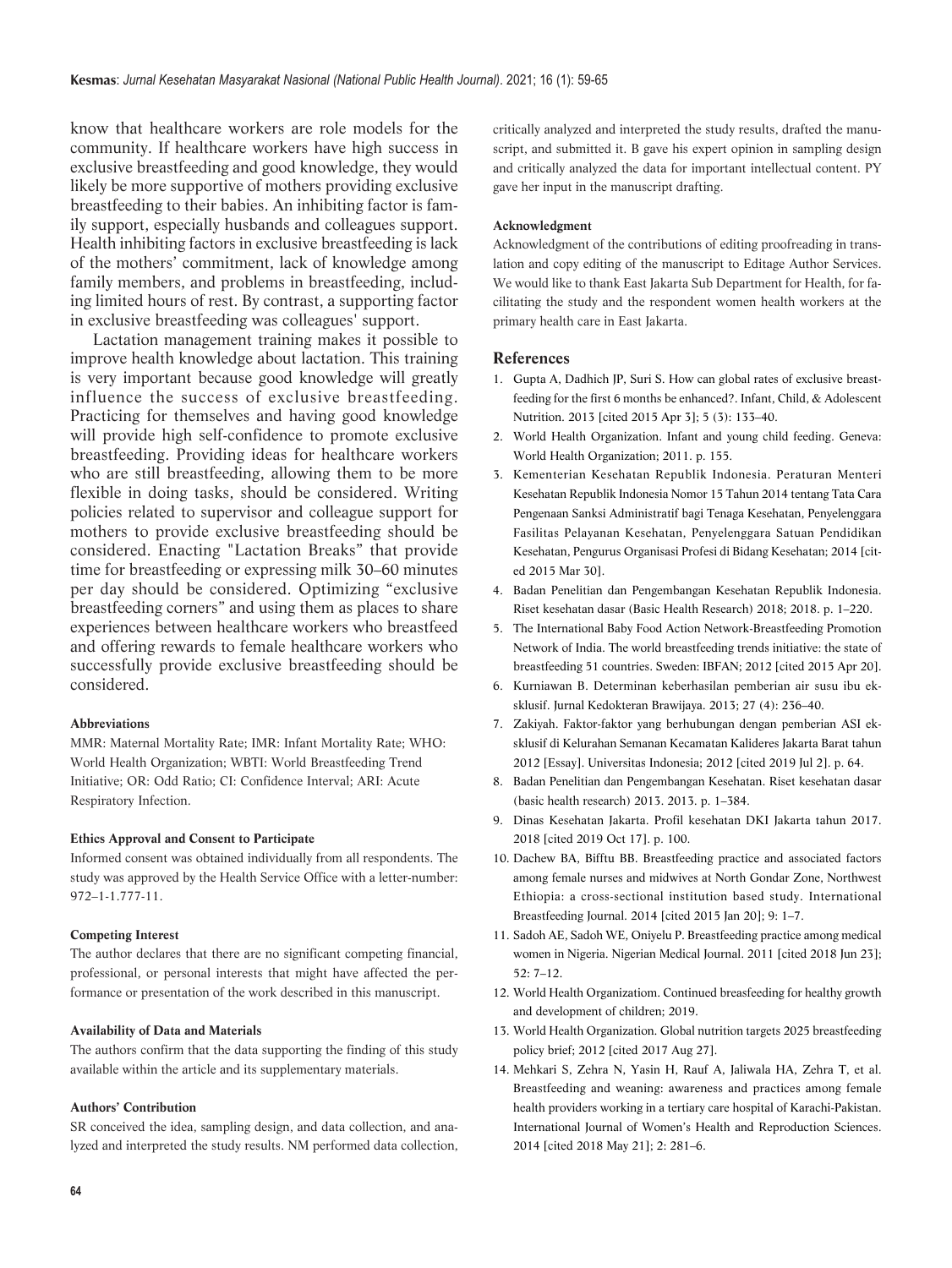know that healthcare workers are role models for the community. If healthcare workers have high success in exclusive breastfeeding and good knowledge, they would likely be more supportive of mothers providing exclusive breastfeeding to their babies. An inhibiting factor is family support, especially husbands and colleagues support. Health inhibiting factors in exclusive breastfeeding is lack of the mothers' commitment, lack of knowledge among family members, and problems in breastfeeding, including limited hours of rest. By contrast, a supporting factor in exclusive breastfeeding was colleagues' support.

Lactation management training makes it possible to improve health knowledge about lactation. This training is very important because good knowledge will greatly influence the success of exclusive breastfeeding. Practicing for themselves and having good knowledge will provide high self-confidence to promote exclusive breastfeeding. Providing ideas for healthcare workers who are still breastfeeding, allowing them to be more flexible in doing tasks, should be considered. Writing policies related to supervisor and colleague support for mothers to provide exclusive breastfeeding should be considered. Enacting "Lactation Breaks" that provide time for breastfeeding or expressing milk 30–60 minutes per day should be considered. Optimizing "exclusive breastfeeding corners" and using them as places to share experiences between healthcare workers who breastfeed and offering rewards to female healthcare workers who successfully provide exclusive breastfeeding should be considered.

#### Abbreviations

MMR: Maternal Mortality Rate; IMR: Infant Mortality Rate; WHO: World Health Organization; WBTI: World Breastfeeding Trend Initiative; OR: Odd Ratio; CI: Confidence Interval; ARI: Acute Respiratory Infection.

#### Ethics Approval and Consent to Participate

Informed consent was obtained individually from all respondents. The study was approved by the Health Service Office with a letter-number: 972–1-1.777-11.

#### Competing Interest

The author declares that there are no significant competing financial, professional, or personal interests that might have affected the performance or presentation of the work described in this manuscript.

#### Availability of Data and Materials

The authors confirm that the data supporting the finding of this study available within the article and its supplementary materials.

#### Authors' Contribution

SR conceived the idea, sampling design, and data collection, and analyzed and interpreted the study results. NM performed data collection, critically analyzed and interpreted the study results, drafted the manuscript, and submitted it. B gave his expert opinion in sampling design and critically analyzed the data for important intellectual content. PY gave her input in the manuscript drafting.

#### Acknowledgment

Acknowledgment of the contributions of editing proofreading in translation and copy editing of the manuscript to Editage Author Services. We would like to thank East Jakarta Sub Department for Health, for facilitating the study and the respondent women health workers at the primary health care in East Jakarta.

## References

1. Gupta A, Dadhich JP, Suri S. How can global rates of exclusive breastfeeding for the first 6 months be enhanced?. Infant, Child, & Adolescent Nutrition. 2013 [cited 2015 Apr 3]; 5 (3): 133–40.
2. World Health Organization. Infant and young child feeding. Geneva: World Health Organization; 2011. p. 155.
3. Kementerian Kesehatan Republik Indonesia. Peraturan Menteri Kesehatan Republik Indonesia Nomor 15 Tahun 2014 tentang Tata Cara Pengenaan Sanksi Administratif bagi Tenaga Kesehatan, Penyelenggara Fasilitas Pelayanan Kesehatan, Penyelenggara Satuan Pendidikan Kesehatan, Pengurus Organisasi Profesi di Bidang Kesehatan; 2014 [cited 2015 Mar 30].
4. Badan Penelitian dan Pengembangan Kesehatan Republik Indonesia. Riset kesehatan dasar (Basic Health Research) 2018; 2018. p. 1–220.
5. The International Baby Food Action Network-Breastfeeding Promotion Network of India. The world breastfeeding trends initiative: the state of breastfeeding 51 countries. Sweden: IBFAN; 2012 [cited 2015 Apr 20].
6. Kurniawan B. Determinan keberhasilan pemberian air susu ibu eksklusif. Jurnal Kedokteran Brawijaya. 2013; 27 (4): 236–40.
7. Zakiyah. Faktor-faktor yang berhubungan dengan pemberian ASI eksklusif di Kelurahan Semanan Kecamatan Kalideres Jakarta Barat tahun 2012 [Essay]. Universitas Indonesia; 2012 [cited 2019 Jul 2]. p. 64.
8. Badan Penelitian dan Pengembangan Kesehatan. Riset kesehatan dasar (basic health research) 2013. 2013. p. 1–384.
9. Dinas Kesehatan Jakarta. Profil kesehatan DKI Jakarta tahun 2017. 2018 [cited 2019 Oct 17]. p. 100.
10. Dachew BA, Bifftu BB. Breastfeeding practice and associated factors among female nurses and midwives at North Gondar Zone, Northwest Ethiopia: a cross-sectional institution based study. International Breastfeeding Journal. 2014 [cited 2015 Jan 20]; 9: 1–7.
11. Sadoh AE, Sadoh WE, Oniyelu P. Breastfeeding practice among medical women in Nigeria. Nigerian Medical Journal. 2011 [cited 2018 Jun 23]; 52: 7–12.
12. World Health Organizatiom. Continued breasfeeding for healthy growth and development of children; 2019.
13. World Health Organization. Global nutrition targets 2025 breastfeeding policy brief; 2012 [cited 2017 Aug 27].
14. Mehkari S, Zehra N, Yasin H, Rauf A, Jaliwala HA, Zehra T, et al. Breastfeeding and weaning: awareness and practices among female health providers working in a tertiary care hospital of Karachi-Pakistan. International Journal of Women's Health and Reproduction Sciences. 2014 [cited 2018 May 21]; 2: 281–6.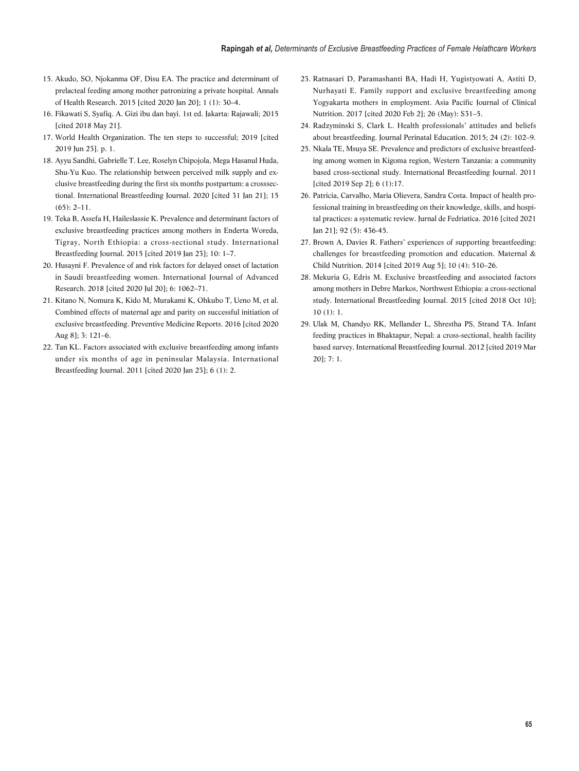15. Akudo, SO, Njokanma OF, Disu EA. The practice and determinant of prelacteal feeding among mother patronizing a private hospital. Annals of Health Research. 2015 [cited 2020 Jan 20]; 1 (1): 30–4.
16. Fikawati S, Syafiq. A. Gizi ibu dan bayi. 1st ed. Jakarta: Rajawali; 2015 [cited 2018 May 21].
17. World Health Organization. The ten steps to successful; 2019 [cited 2019 Jun 23]. p. 1.
18. Ayyu Sandhi, Gabrielle T. Lee, Roselyn Chipojola, Mega Hasanul Huda, Shu-Yu Kuo. The relationship between perceived milk supply and exclusive breastfeeding during the first six months postpartum: a crosssectional. International Breastfeeding Journal. 2020 [cited 31 Jan 21]; 15 (65): 2–11.
19. Teka B, Assefa H, Haileslassie K. Prevalence and determinant factors of exclusive breastfeeding practices among mothers in Enderta Woreda, Tigray, North Ethiopia: a cross-sectional study. International Breastfeeding Journal. 2015 [cited 2019 Jan 23]; 10: 1–7.
20. Husayni F. Prevalence of and risk factors for delayed onset of lactation in Saudi breastfeeding women. International Journal of Advanced Research. 2018 [cited 2020 Jul 20]; 6: 1062–71.
21. Kitano N, Nomura K, Kido M, Murakami K, Ohkubo T, Ueno M, et al. Combined effects of maternal age and parity on successful initiation of exclusive breastfeeding. Preventive Medicine Reports. 2016 [cited 2020 Aug 8]; 3: 121–6.
22. Tan KL. Factors associated with exclusive breastfeeding among infants under six months of age in peninsular Malaysia. International Breastfeeding Journal. 2011 [cited 2020 Jan 23]; 6 (1): 2.
23. Ratnasari D, Paramashanti BA, Hadi H, Yugistyowati A, Astiti D, Nurhayati E. Family support and exclusive breastfeeding among Yogyakarta mothers in employment. Asia Pacific Journal of Clinical Nutrition. 2017 [cited 2020 Feb 2]; 26 (May): S31–5.
24. Radzyminski S, Clark L. Health professionals' attitudes and beliefs about breastfeeding. Journal Perinatal Education. 2015; 24 (2): 102–9.
25. Nkala TE, Msuya SE. Prevalence and predictors of exclusive breastfeeding among women in Kigoma region, Western Tanzania: a community based cross-sectional study. International Breastfeeding Journal. 2011 [cited 2019 Sep 2]; 6 (1):17.
26. Patricia, Carvalho, Maria Olievera, Sandra Costa. Impact of health professional training in breastfeeding on their knowledge, skills, and hospital practices: a systematic review. Jurnal de Fedriatica. 2016 [cited 2021 Jan 21]; 92 (5): 436-45.
27. Brown A, Davies R. Fathers' experiences of supporting breastfeeding: challenges for breastfeeding promotion and education. Maternal & Child Nutrition. 2014 [cited 2019 Aug 5]; 10 (4): 510–26.
28. Mekuria G, Edris M. Exclusive breastfeeding and associated factors among mothers in Debre Markos, Northwest Ethiopia: a cross-sectional study. International Breastfeeding Journal. 2015 [cited 2018 Oct 10]; 10 (1): 1.
29. Ulak M, Chandyo RK, Mellander L, Shrestha PS, Strand TA. Infant feeding practices in Bhaktapur, Nepal: a cross-sectional, health facility based survey. International Breastfeeding Journal. 2012 [cited 2019 Mar 20]; 7: 1.